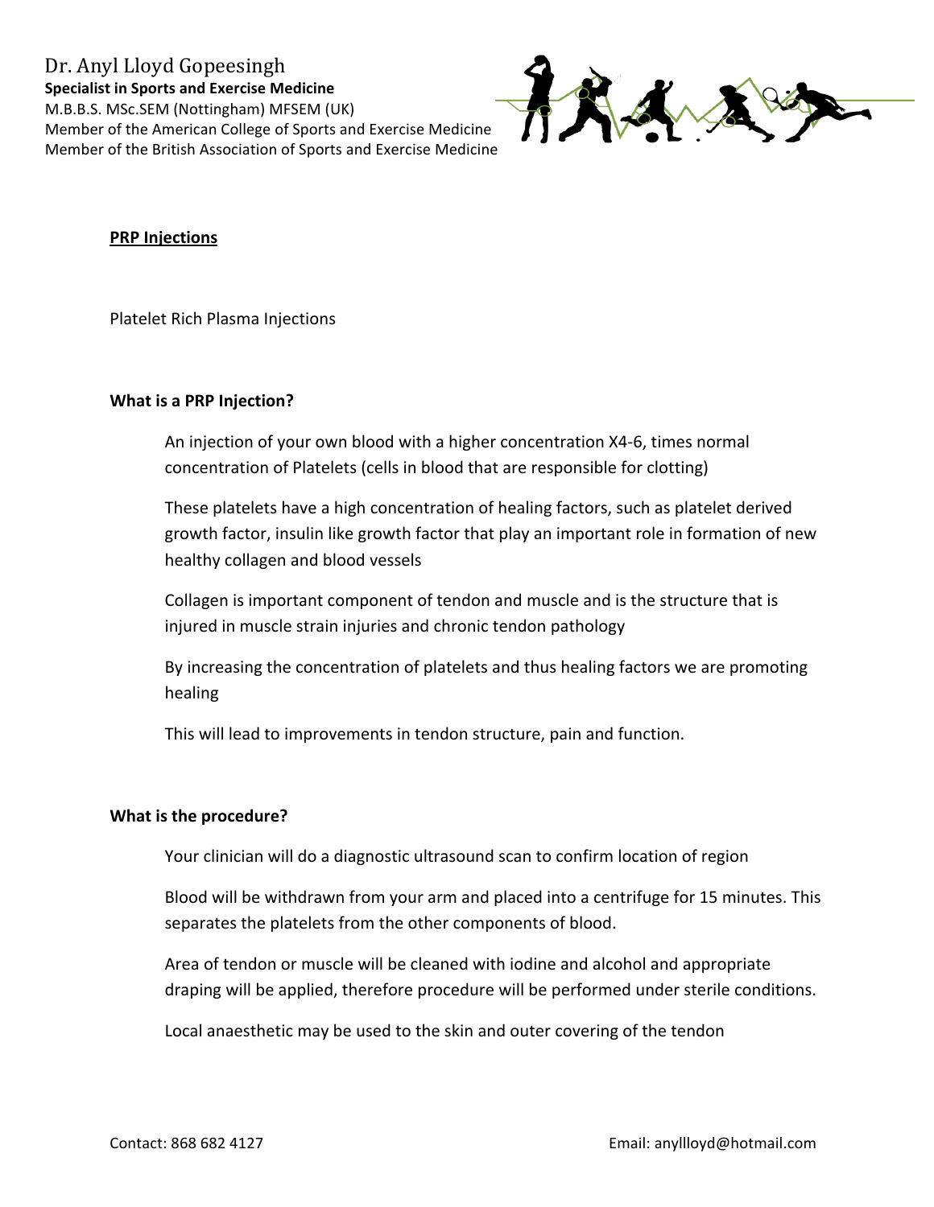Dr. Anyl Lloyd Gopeesingh
**Specialist in Sports and Exercise Medicine**
M.B.B.S. MSc.SEM (Nottingham) MFSEM (UK)
Member of the American College of Sports and Exercise Medicine
Member of the British Association of Sports and Exercise Medicine

**PRP Injections**

Platelet Rich Plasma Injections

**What is a PRP Injection?**

An injection of your own blood with a higher concentration X4-6, times normal concentration of Platelets (cells in blood that are responsible for clotting)

These platelets have a high concentration of healing factors, such as platelet derived growth factor, insulin like growth factor that play an important role in formation of new healthy collagen and blood vessels

Collagen is important component of tendon and muscle and is the structure that is injured in muscle strain injuries and chronic tendon pathology

By increasing the concentration of platelets and thus healing factors we are promoting healing

This will lead to improvements in tendon structure, pain and function.

**What is the procedure?**

Your clinician will do a diagnostic ultrasound scan to confirm location of region

Blood will be withdrawn from your arm and placed into a centrifuge for 15 minutes. This separates the platelets from the other components of blood.

Area of tendon or muscle will be cleaned with iodine and alcohol and appropriate draping will be applied, therefore procedure will be performed under sterile conditions.

Local anaesthetic may be used to the skin and outer covering of the tendon

Contact: 868 682 4127 Email: anyllloyd@hotmail.com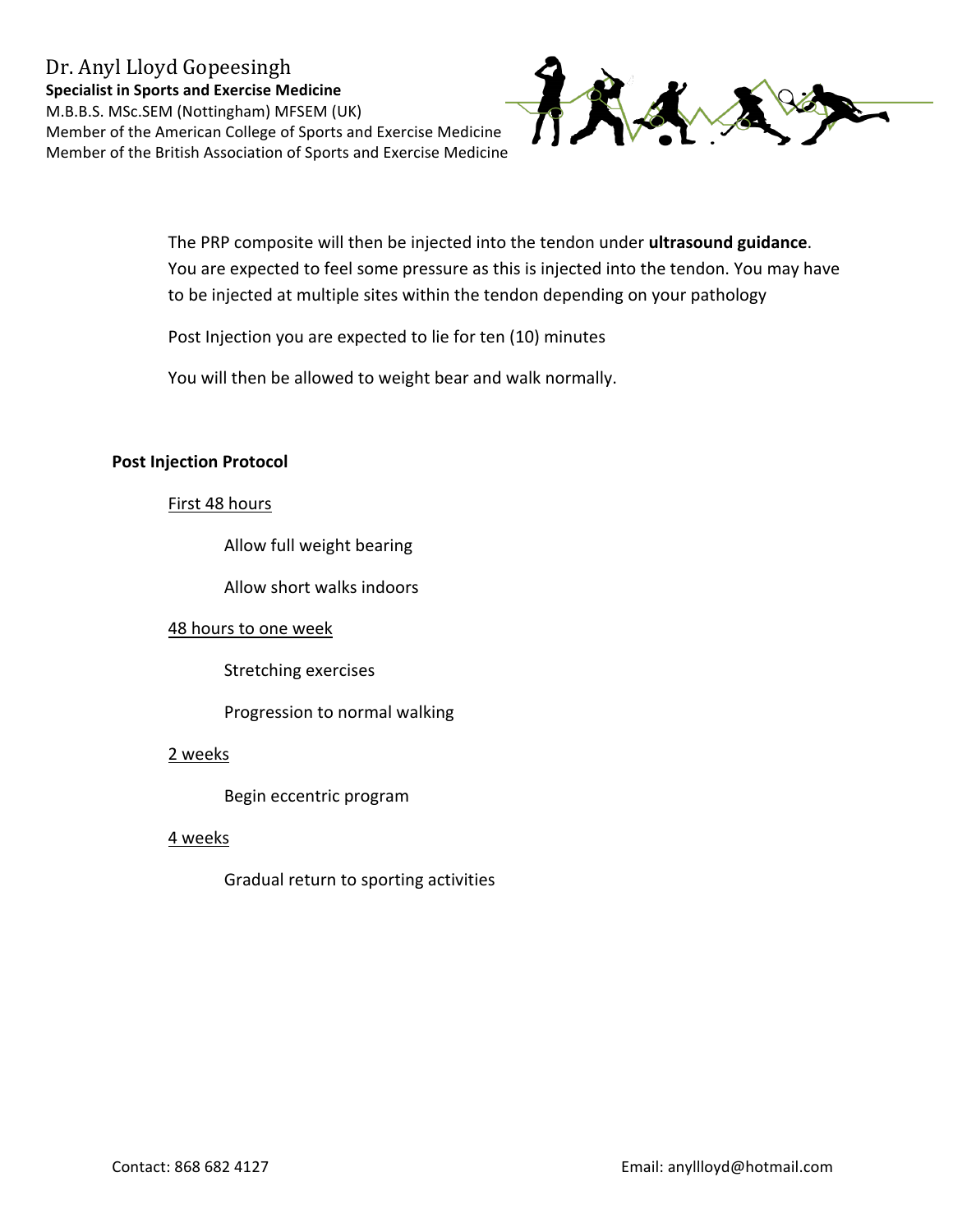The PRP composite will then be injected into the tendon under **ultrasound guidance**. You are expected to feel some pressure as this is injected into the tendon. You may have to be injected at multiple sites within the tendon depending on your pathology

Post Injection you are expected to lie for ten (10) minutes

You will then be allowed to weight bear and walk normally.

**Post Injection Protocol**

First 48 hours

Allow full weight bearing

Allow short walks indoors

48 hours to one week

Stretching exercises

Progression to normal walking

2 weeks

Begin eccentric program

4 weeks

Gradual return to sporting activities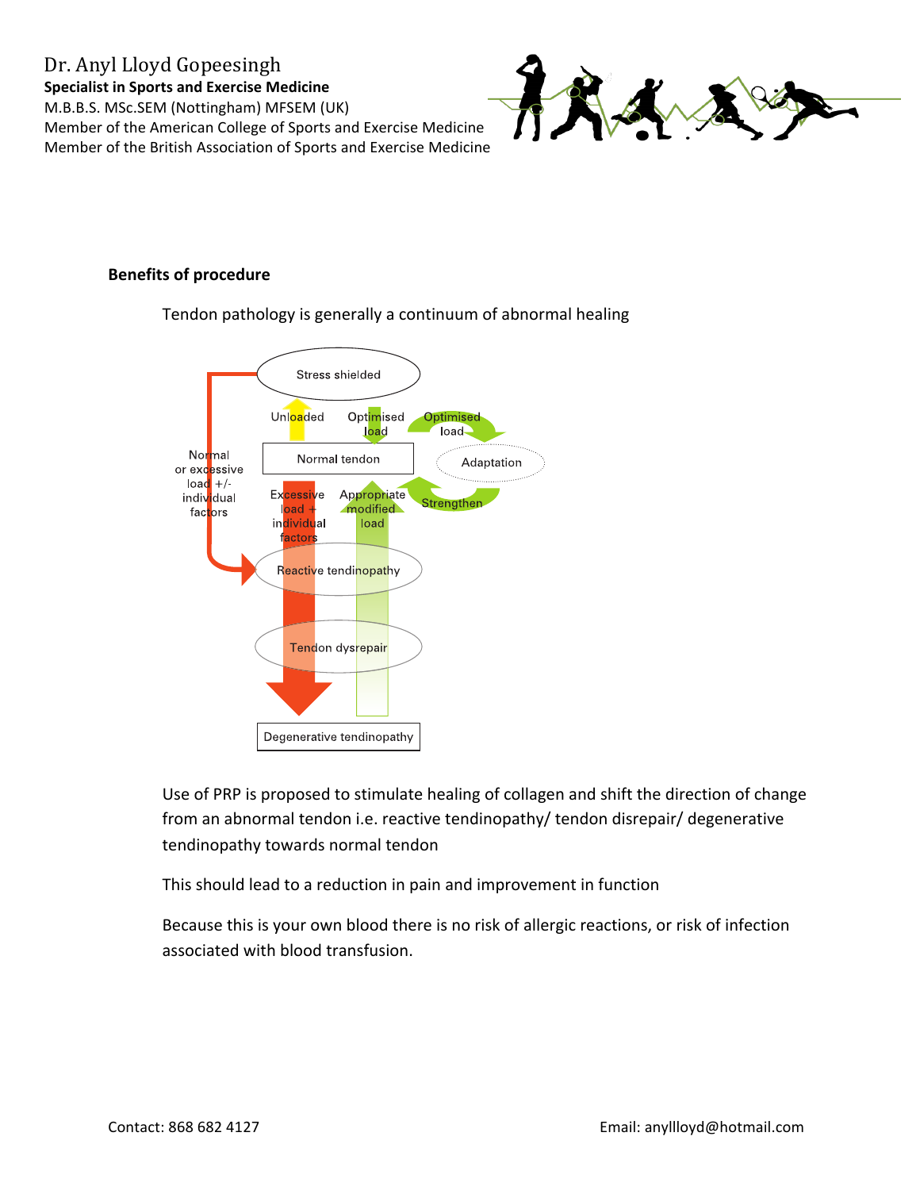**Benefits of procedure**

Tendon pathology is generally a continuum of abnormal healing

Use of PRP is proposed to stimulate healing of collagen and shift the direction of change from an abnormal tendon i.e. reactive tendinopathy/ tendon disrepair/ degenerative tendinopathy towards normal tendon

This should lead to a reduction in pain and improvement in function

Because this is your own blood there is no risk of allergic reactions, or risk of infection associated with blood transfusion.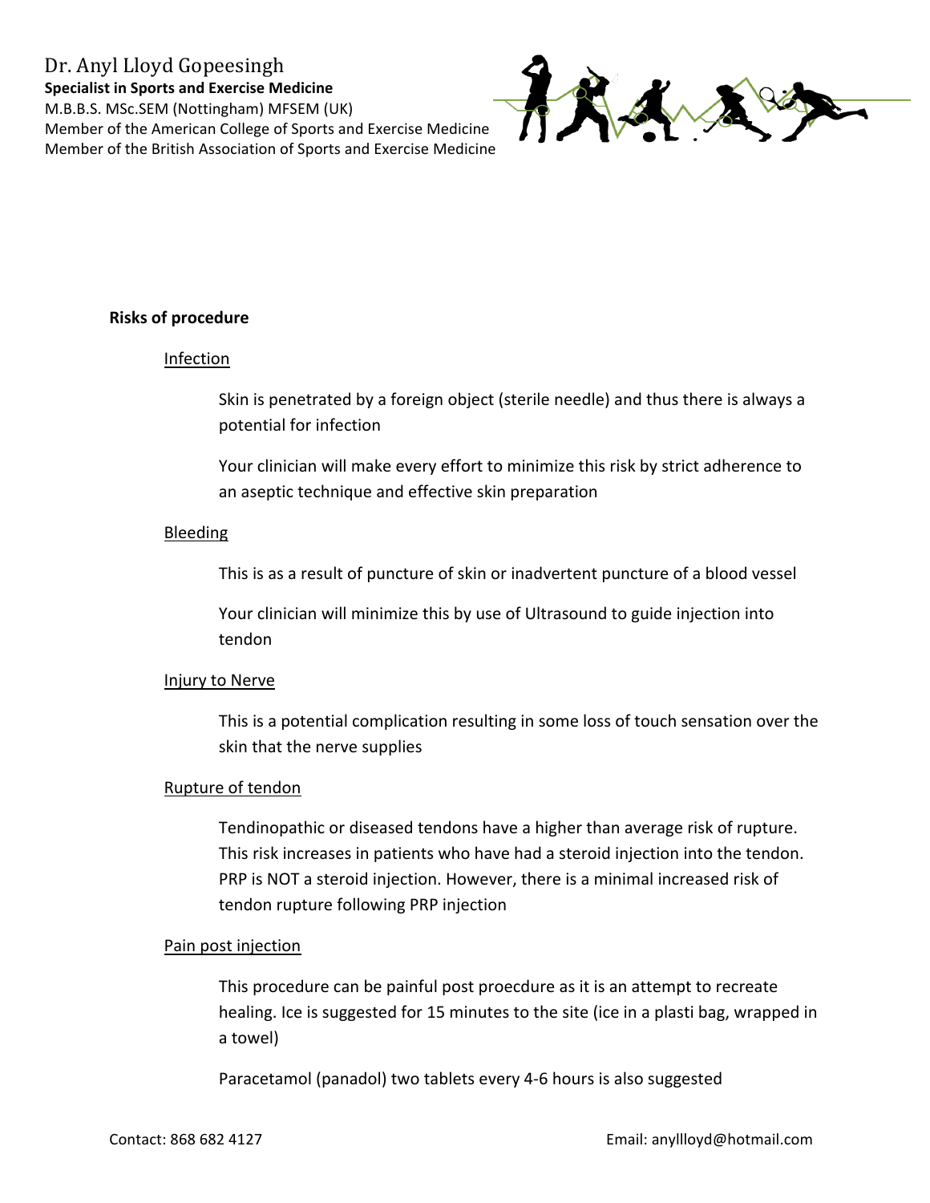Dr. Anyl Lloyd Gopeesingh
**Specialist in Sports and Exercise Medicine**
M.B.B.S. MSc.SEM (Nottingham) MFSEM (UK)
Member of the American College of Sports and Exercise Medicine
Member of the British Association of Sports and Exercise Medicine

**Risks of procedure**

Infection

Skin is penetrated by a foreign object (sterile needle) and thus there is always a potential for infection

Your clinician will make every effort to minimize this risk by strict adherence to an aseptic technique and effective skin preparation

Bleeding

This is as a result of puncture of skin or inadvertent puncture of a blood vessel

Your clinician will minimize this by use of Ultrasound to guide injection into tendon

Injury to Nerve

This is a potential complication resulting in some loss of touch sensation over the skin that the nerve supplies

Rupture of tendon

Tendinopathic or diseased tendons have a higher than average risk of rupture. This risk increases in patients who have had a steroid injection into the tendon. PRP is NOT a steroid injection. However, there is a minimal increased risk of tendon rupture following PRP injection

Pain post injection

This procedure can be painful post proecdure as it is an attempt to recreate healing. Ice is suggested for 15 minutes to the site (ice in a plasti bag, wrapped in a towel)

Paracetamol (panadol) two tablets every 4-6 hours is also suggested

Contact: 868 682 4127 Email: anyllloyd@hotmail.com